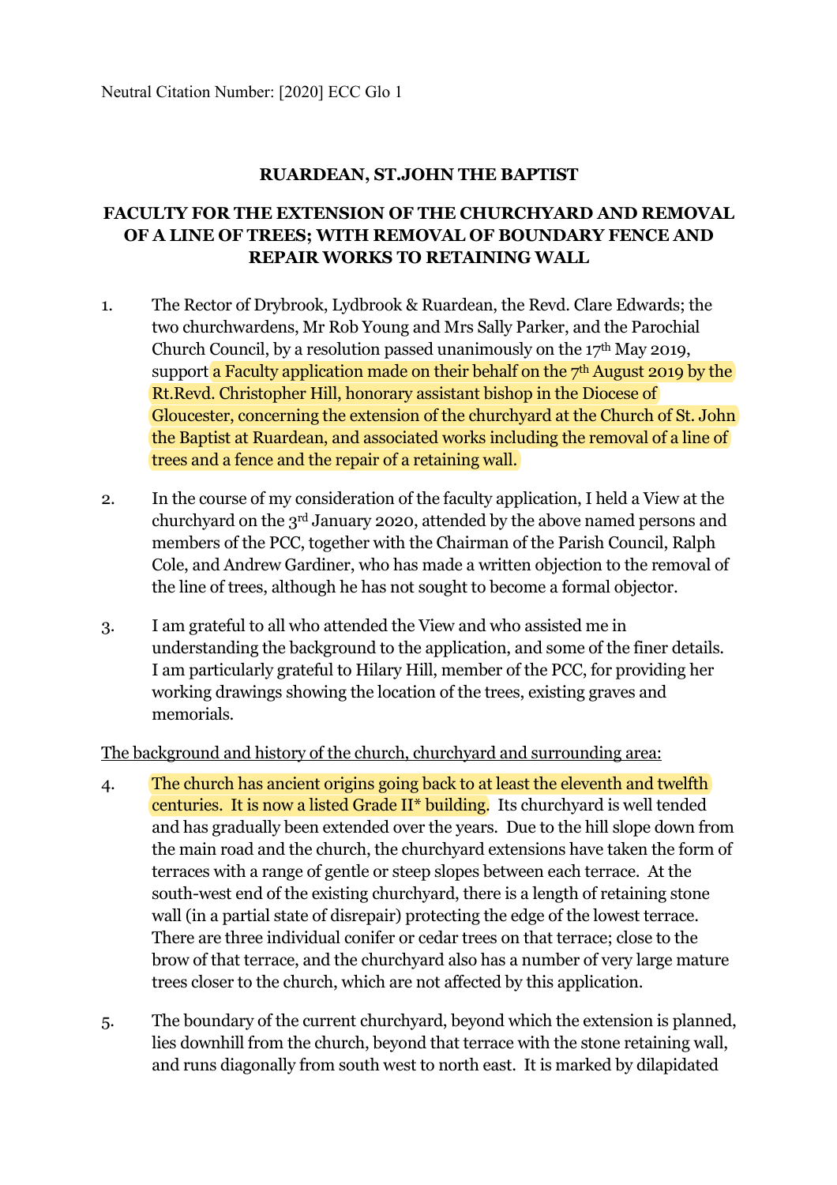Neutral Citation Number: [2020] ECC Glo 1

**RUARDEAN, ST.JOHN THE BAPTIST**

**FACULTY FOR THE EXTENSION OF THE CHURCHYARD AND REMOVAL OF A LINE OF TREES; WITH REMOVAL OF BOUNDARY FENCE AND REPAIR WORKS TO RETAINING WALL**

1. The Rector of Drybrook, Lydbrook & Ruardean, the Revd. Clare Edwards; the two churchwardens, Mr Rob Young and Mrs Sally Parker, and the Parochial Church Council, by a resolution passed unanimously on the 17th May 2019, support a Faculty application made on their behalf on the 7th August 2019 by the Rt.Revd. Christopher Hill, honorary assistant bishop in the Diocese of Gloucester, concerning the extension of the churchyard at the Church of St. John the Baptist at Ruardean, and associated works including the removal of a line of trees and a fence and the repair of a retaining wall.

2. In the course of my consideration of the faculty application, I held a View at the churchyard on the 3rd January 2020, attended by the above named persons and members of the PCC, together with the Chairman of the Parish Council, Ralph Cole, and Andrew Gardiner, who has made a written objection to the removal of the line of trees, although he has not sought to become a formal objector.

3. I am grateful to all who attended the View and who assisted me in understanding the background to the application, and some of the finer details. I am particularly grateful to Hilary Hill, member of the PCC, for providing her working drawings showing the location of the trees, existing graves and memorials.

<u>The background and history of the church, churchyard and surrounding area:</u>

4. The church has ancient origins going back to at least the eleventh and twelfth centuries. It is now a listed Grade II* building. Its churchyard is well tended and has gradually been extended over the years. Due to the hill slope down from the main road and the church, the churchyard extensions have taken the form of terraces with a range of gentle or steep slopes between each terrace. At the south-west end of the existing churchyard, there is a length of retaining stone wall (in a partial state of disrepair) protecting the edge of the lowest terrace. There are three individual conifer or cedar trees on that terrace; close to the brow of that terrace, and the churchyard also has a number of very large mature trees closer to the church, which are not affected by this application.

5. The boundary of the current churchyard, beyond which the extension is planned, lies downhill from the church, beyond that terrace with the stone retaining wall, and runs diagonally from south west to north east. It is marked by dilapidated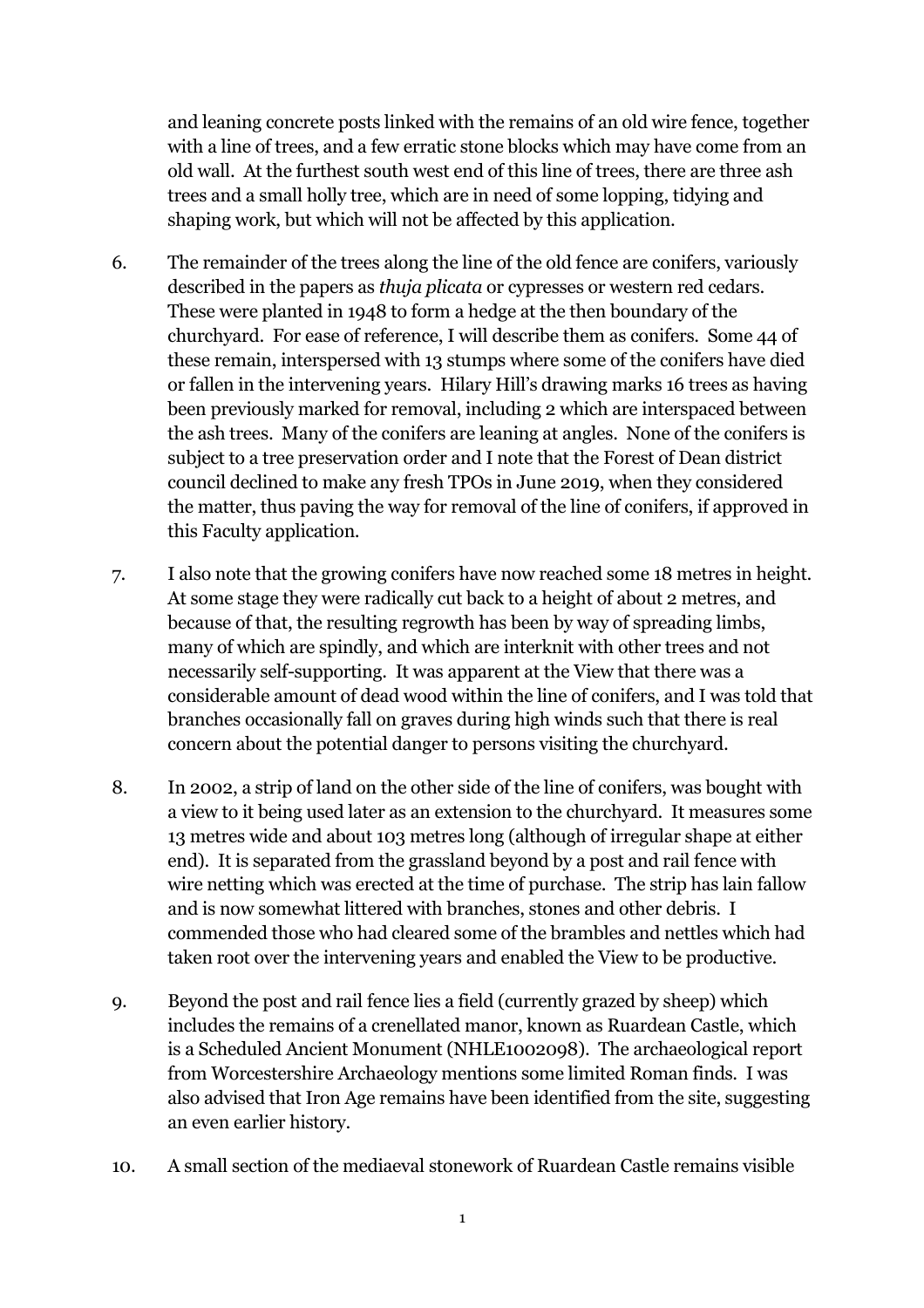and leaning concrete posts linked with the remains of an old wire fence, together with a line of trees, and a few erratic stone blocks which may have come from an old wall. At the furthest south west end of this line of trees, there are three ash trees and a small holly tree, which are in need of some lopping, tidying and shaping work, but which will not be affected by this application.

6. The remainder of the trees along the line of the old fence are conifers, variously described in the papers as *thuja plicata* or cypresses or western red cedars. These were planted in 1948 to form a hedge at the then boundary of the churchyard. For ease of reference, I will describe them as conifers. Some 44 of these remain, interspersed with 13 stumps where some of the conifers have died or fallen in the intervening years. Hilary Hill's drawing marks 16 trees as having been previously marked for removal, including 2 which are interspaced between the ash trees. Many of the conifers are leaning at angles. None of the conifers is subject to a tree preservation order and I note that the Forest of Dean district council declined to make any fresh TPOs in June 2019, when they considered the matter, thus paving the way for removal of the line of conifers, if approved in this Faculty application.

7. I also note that the growing conifers have now reached some 18 metres in height. At some stage they were radically cut back to a height of about 2 metres, and because of that, the resulting regrowth has been by way of spreading limbs, many of which are spindly, and which are interknit with other trees and not necessarily self-supporting. It was apparent at the View that there was a considerable amount of dead wood within the line of conifers, and I was told that branches occasionally fall on graves during high winds such that there is real concern about the potential danger to persons visiting the churchyard.

8. In 2002, a strip of land on the other side of the line of conifers, was bought with a view to it being used later as an extension to the churchyard. It measures some 13 metres wide and about 103 metres long (although of irregular shape at either end). It is separated from the grassland beyond by a post and rail fence with wire netting which was erected at the time of purchase. The strip has lain fallow and is now somewhat littered with branches, stones and other debris. I commended those who had cleared some of the brambles and nettles which had taken root over the intervening years and enabled the View to be productive.

9. Beyond the post and rail fence lies a field (currently grazed by sheep) which includes the remains of a crenellated manor, known as Ruardean Castle, which is a Scheduled Ancient Monument (NHLE1002098). The archaeological report from Worcestershire Archaeology mentions some limited Roman finds. I was also advised that Iron Age remains have been identified from the site, suggesting an even earlier history.

10. A small section of the mediaeval stonework of Ruardean Castle remains visible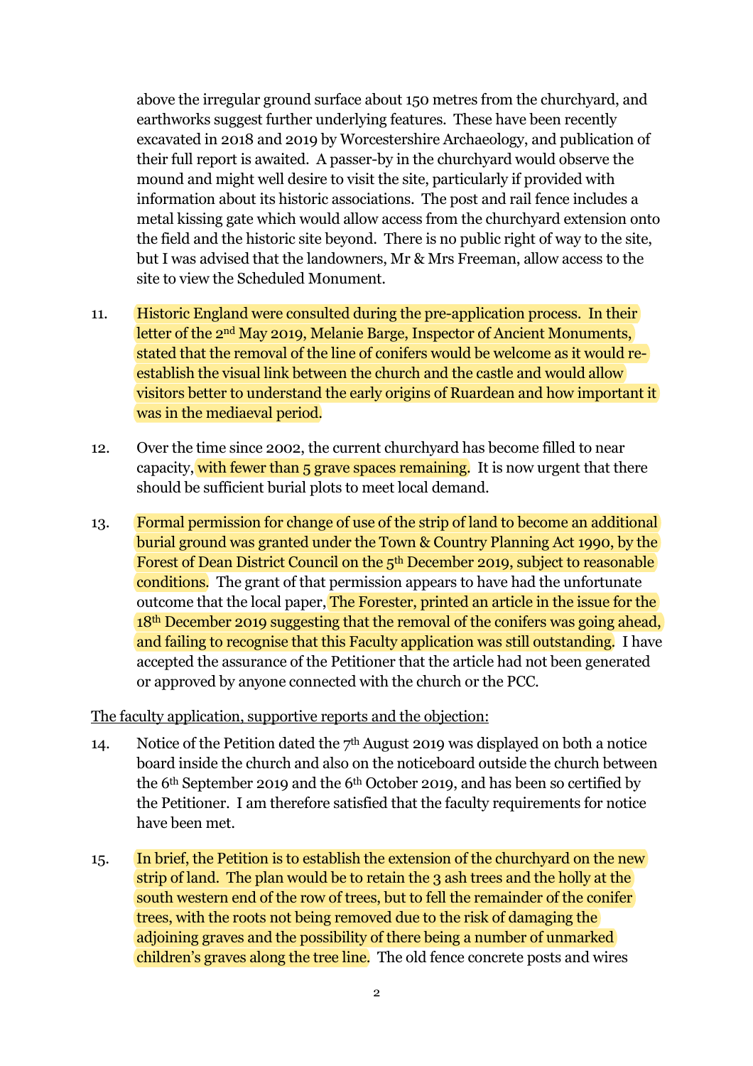above the irregular ground surface about 150 metres from the churchyard, and earthworks suggest further underlying features. These have been recently excavated in 2018 and 2019 by Worcestershire Archaeology, and publication of their full report is awaited. A passer-by in the churchyard would observe the mound and might well desire to visit the site, particularly if provided with information about its historic associations. The post and rail fence includes a metal kissing gate which would allow access from the churchyard extension onto the field and the historic site beyond. There is no public right of way to the site, but I was advised that the landowners, Mr & Mrs Freeman, allow access to the site to view the Scheduled Monument.

11. Historic England were consulted during the pre-application process. In their letter of the 2nd May 2019, Melanie Barge, Inspector of Ancient Monuments, stated that the removal of the line of conifers would be welcome as it would re-establish the visual link between the church and the castle and would allow visitors better to understand the early origins of Ruardean and how important it was in the mediaeval period.

12. Over the time since 2002, the current churchyard has become filled to near capacity, with fewer than 5 grave spaces remaining. It is now urgent that there should be sufficient burial plots to meet local demand.

13. Formal permission for change of use of the strip of land to become an additional burial ground was granted under the Town & Country Planning Act 1990, by the Forest of Dean District Council on the 5th December 2019, subject to reasonable conditions. The grant of that permission appears to have had the unfortunate outcome that the local paper, The Forester, printed an article in the issue for the 18th December 2019 suggesting that the removal of the conifers was going ahead, and failing to recognise that this Faculty application was still outstanding. I have accepted the assurance of the Petitioner that the article had not been generated or approved by anyone connected with the church or the PCC.

The faculty application, supportive reports and the objection:

14. Notice of the Petition dated the 7th August 2019 was displayed on both a notice board inside the church and also on the noticeboard outside the church between the 6th September 2019 and the 6th October 2019, and has been so certified by the Petitioner. I am therefore satisfied that the faculty requirements for notice have been met.

15. In brief, the Petition is to establish the extension of the churchyard on the new strip of land. The plan would be to retain the 3 ash trees and the holly at the south western end of the row of trees, but to fell the remainder of the conifer trees, with the roots not being removed due to the risk of damaging the adjoining graves and the possibility of there being a number of unmarked children's graves along the tree line. The old fence concrete posts and wires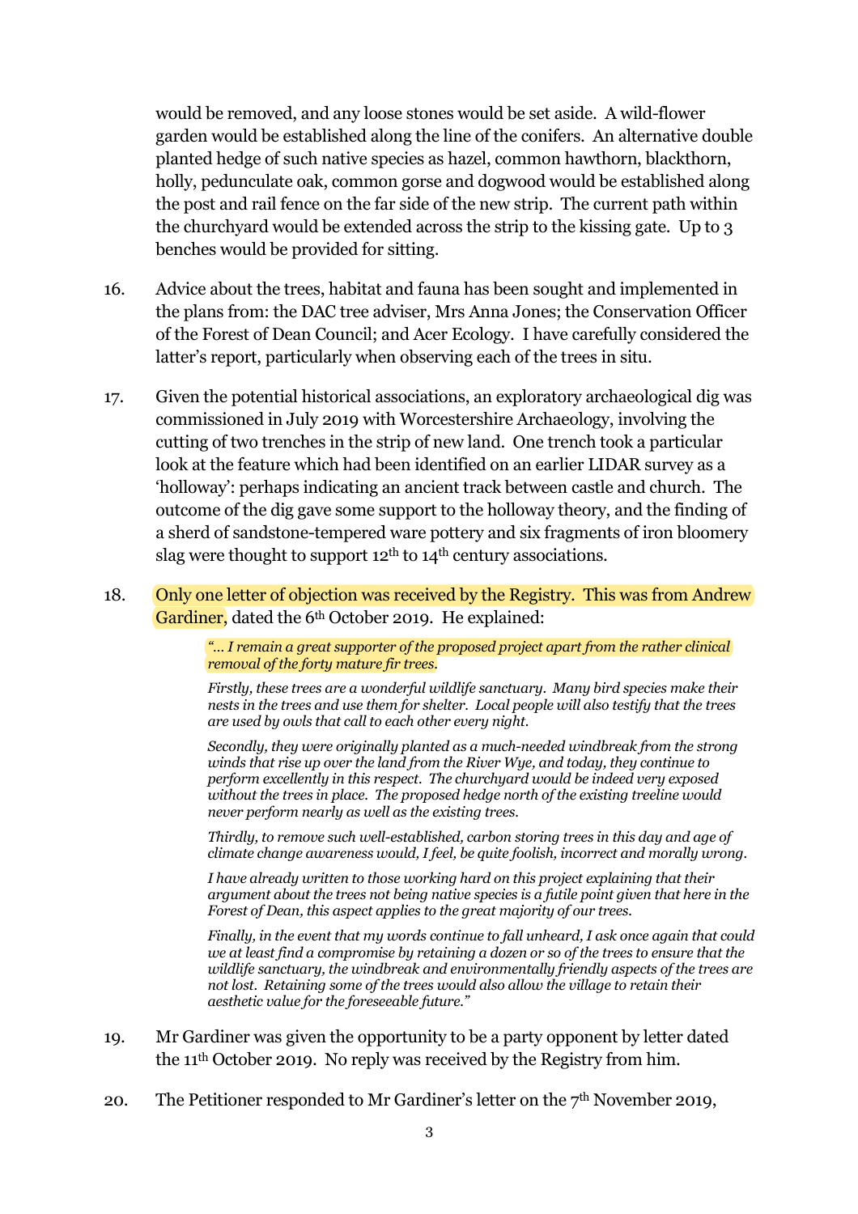would be removed, and any loose stones would be set aside. A wild-flower garden would be established along the line of the conifers. An alternative double planted hedge of such native species as hazel, common hawthorn, blackthorn, holly, pedunculate oak, common gorse and dogwood would be established along the post and rail fence on the far side of the new strip. The current path within the churchyard would be extended across the strip to the kissing gate. Up to 3 benches would be provided for sitting.

16. Advice about the trees, habitat and fauna has been sought and implemented in the plans from: the DAC tree adviser, Mrs Anna Jones; the Conservation Officer of the Forest of Dean Council; and Acer Ecology. I have carefully considered the latter's report, particularly when observing each of the trees in situ.

17. Given the potential historical associations, an exploratory archaeological dig was commissioned in July 2019 with Worcestershire Archaeology, involving the cutting of two trenches in the strip of new land. One trench took a particular look at the feature which had been identified on an earlier LIDAR survey as a 'holloway': perhaps indicating an ancient track between castle and church. The outcome of the dig gave some support to the holloway theory, and the finding of a sherd of sandstone-tempered ware pottery and six fragments of iron bloomery slag were thought to support 12th to 14th century associations.

18. Only one letter of objection was received by the Registry. This was from Andrew Gardiner, dated the 6th October 2019. He explained:

> *"… I remain a great supporter of the proposed project apart from the rather clinical removal of the forty mature fir trees.*
>
> *Firstly, these trees are a wonderful wildlife sanctuary. Many bird species make their nests in the trees and use them for shelter. Local people will also testify that the trees are used by owls that call to each other every night.*
>
> *Secondly, they were originally planted as a much-needed windbreak from the strong winds that rise up over the land from the River Wye, and today, they continue to perform excellently in this respect. The churchyard would be indeed very exposed without the trees in place. The proposed hedge north of the existing treeline would never perform nearly as well as the existing trees.*
>
> *Thirdly, to remove such well-established, carbon storing trees in this day and age of climate change awareness would, I feel, be quite foolish, incorrect and morally wrong.*
>
> *I have already written to those working hard on this project explaining that their argument about the trees not being native species is a futile point given that here in the Forest of Dean, this aspect applies to the great majority of our trees.*
>
> *Finally, in the event that my words continue to fall unheard, I ask once again that could we at least find a compromise by retaining a dozen or so of the trees to ensure that the wildlife sanctuary, the windbreak and environmentally friendly aspects of the trees are not lost. Retaining some of the trees would also allow the village to retain their aesthetic value for the foreseeable future."*

19. Mr Gardiner was given the opportunity to be a party opponent by letter dated the 11th October 2019. No reply was received by the Registry from him.

20. The Petitioner responded to Mr Gardiner's letter on the 7th November 2019,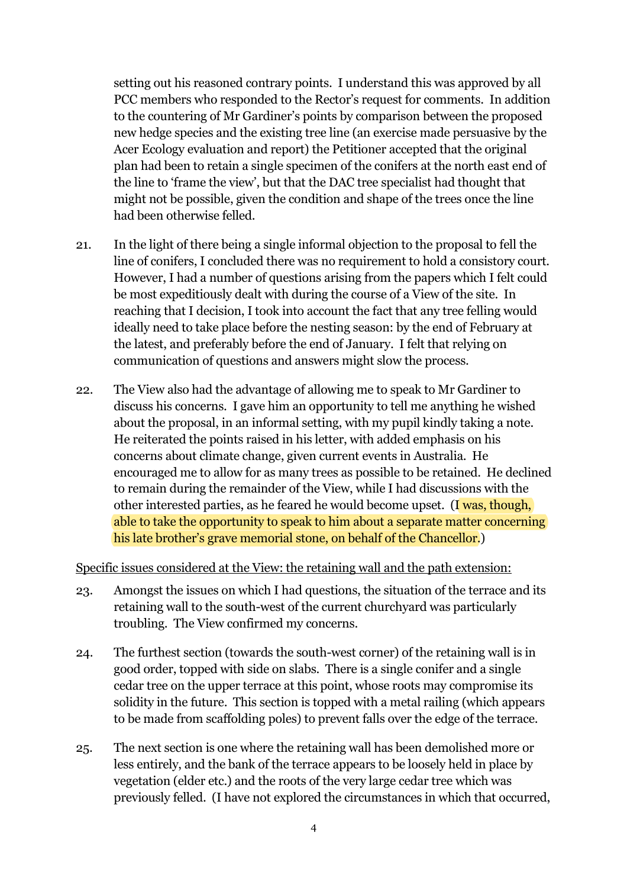setting out his reasoned contrary points. I understand this was approved by all PCC members who responded to the Rector's request for comments. In addition to the countering of Mr Gardiner's points by comparison between the proposed new hedge species and the existing tree line (an exercise made persuasive by the Acer Ecology evaluation and report) the Petitioner accepted that the original plan had been to retain a single specimen of the conifers at the north east end of the line to 'frame the view', but that the DAC tree specialist had thought that might not be possible, given the condition and shape of the trees once the line had been otherwise felled.

21. In the light of there being a single informal objection to the proposal to fell the line of conifers, I concluded there was no requirement to hold a consistory court. However, I had a number of questions arising from the papers which I felt could be most expeditiously dealt with during the course of a View of the site. In reaching that I decision, I took into account the fact that any tree felling would ideally need to take place before the nesting season: by the end of February at the latest, and preferably before the end of January. I felt that relying on communication of questions and answers might slow the process.

22. The View also had the advantage of allowing me to speak to Mr Gardiner to discuss his concerns. I gave him an opportunity to tell me anything he wished about the proposal, in an informal setting, with my pupil kindly taking a note. He reiterated the points raised in his letter, with added emphasis on his concerns about climate change, given current events in Australia. He encouraged me to allow for as many trees as possible to be retained. He declined to remain during the remainder of the View, while I had discussions with the other interested parties, as he feared he would become upset. (I was, though, able to take the opportunity to speak to him about a separate matter concerning his late brother's grave memorial stone, on behalf of the Chancellor.)

<u>Specific issues considered at the View: the retaining wall and the path extension:</u>

23. Amongst the issues on which I had questions, the situation of the terrace and its retaining wall to the south-west of the current churchyard was particularly troubling. The View confirmed my concerns.

24. The furthest section (towards the south-west corner) of the retaining wall is in good order, topped with side on slabs. There is a single conifer and a single cedar tree on the upper terrace at this point, whose roots may compromise its solidity in the future. This section is topped with a metal railing (which appears to be made from scaffolding poles) to prevent falls over the edge of the terrace.

25. The next section is one where the retaining wall has been demolished more or less entirely, and the bank of the terrace appears to be loosely held in place by vegetation (elder etc.) and the roots of the very large cedar tree which was previously felled. (I have not explored the circumstances in which that occurred,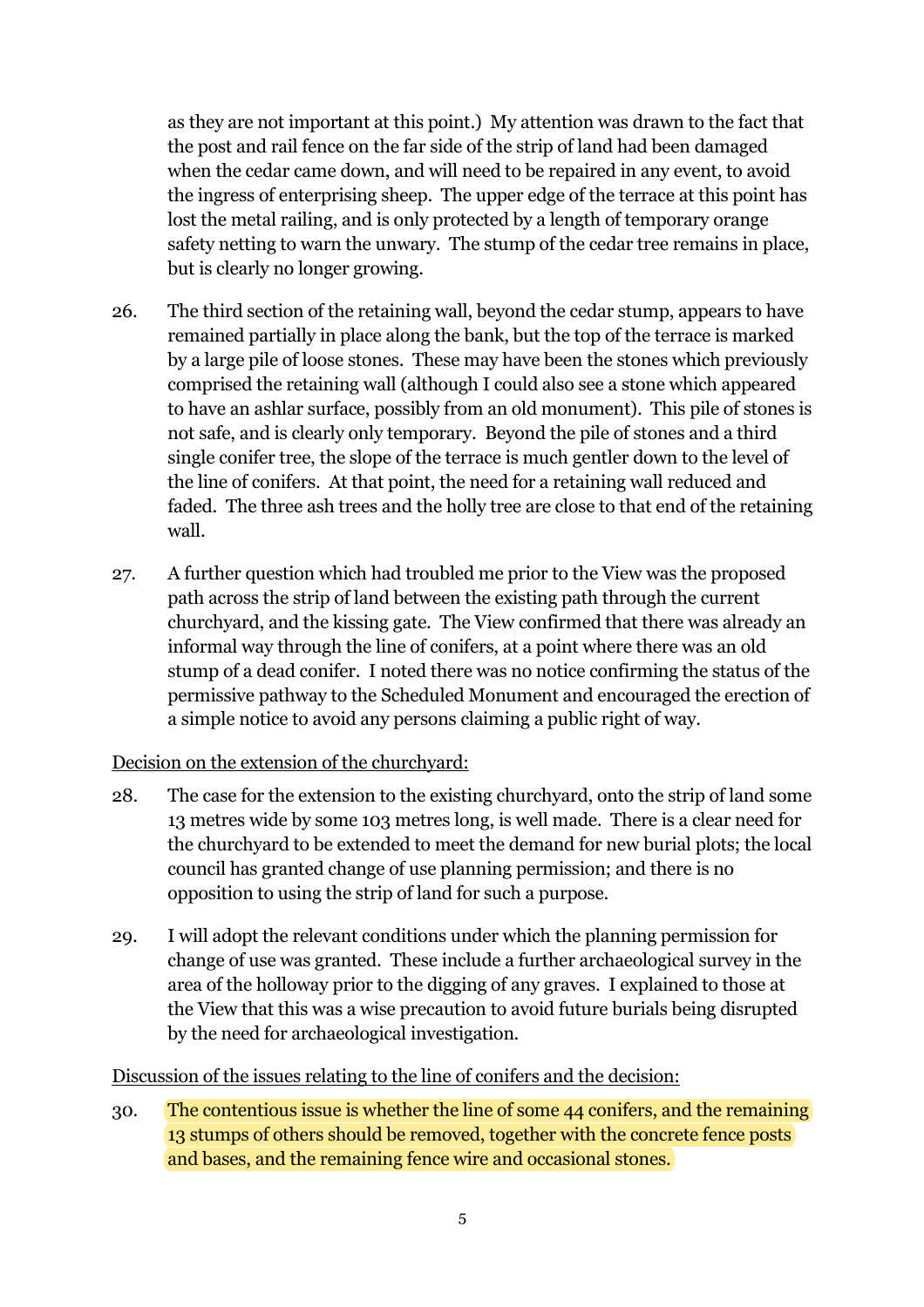as they are not important at this point.) My attention was drawn to the fact that the post and rail fence on the far side of the strip of land had been damaged when the cedar came down, and will need to be repaired in any event, to avoid the ingress of enterprising sheep. The upper edge of the terrace at this point has lost the metal railing, and is only protected by a length of temporary orange safety netting to warn the unwary. The stump of the cedar tree remains in place, but is clearly no longer growing.

26. The third section of the retaining wall, beyond the cedar stump, appears to have remained partially in place along the bank, but the top of the terrace is marked by a large pile of loose stones. These may have been the stones which previously comprised the retaining wall (although I could also see a stone which appeared to have an ashlar surface, possibly from an old monument). This pile of stones is not safe, and is clearly only temporary. Beyond the pile of stones and a third single conifer tree, the slope of the terrace is much gentler down to the level of the line of conifers. At that point, the need for a retaining wall reduced and faded. The three ash trees and the holly tree are close to that end of the retaining wall.

27. A further question which had troubled me prior to the View was the proposed path across the strip of land between the existing path through the current churchyard, and the kissing gate. The View confirmed that there was already an informal way through the line of conifers, at a point where there was an old stump of a dead conifer. I noted there was no notice confirming the status of the permissive pathway to the Scheduled Monument and encouraged the erection of a simple notice to avoid any persons claiming a public right of way.

<u>Decision on the extension of the churchyard:</u>

28. The case for the extension to the existing churchyard, onto the strip of land some 13 metres wide by some 103 metres long, is well made. There is a clear need for the churchyard to be extended to meet the demand for new burial plots; the local council has granted change of use planning permission; and there is no opposition to using the strip of land for such a purpose.

29. I will adopt the relevant conditions under which the planning permission for change of use was granted. These include a further archaeological survey in the area of the holloway prior to the digging of any graves. I explained to those at the View that this was a wise precaution to avoid future burials being disrupted by the need for archaeological investigation.

<u>Discussion of the issues relating to the line of conifers and the decision:</u>

30. The contentious issue is whether the line of some 44 conifers, and the remaining 13 stumps of others should be removed, together with the concrete fence posts and bases, and the remaining fence wire and occasional stones.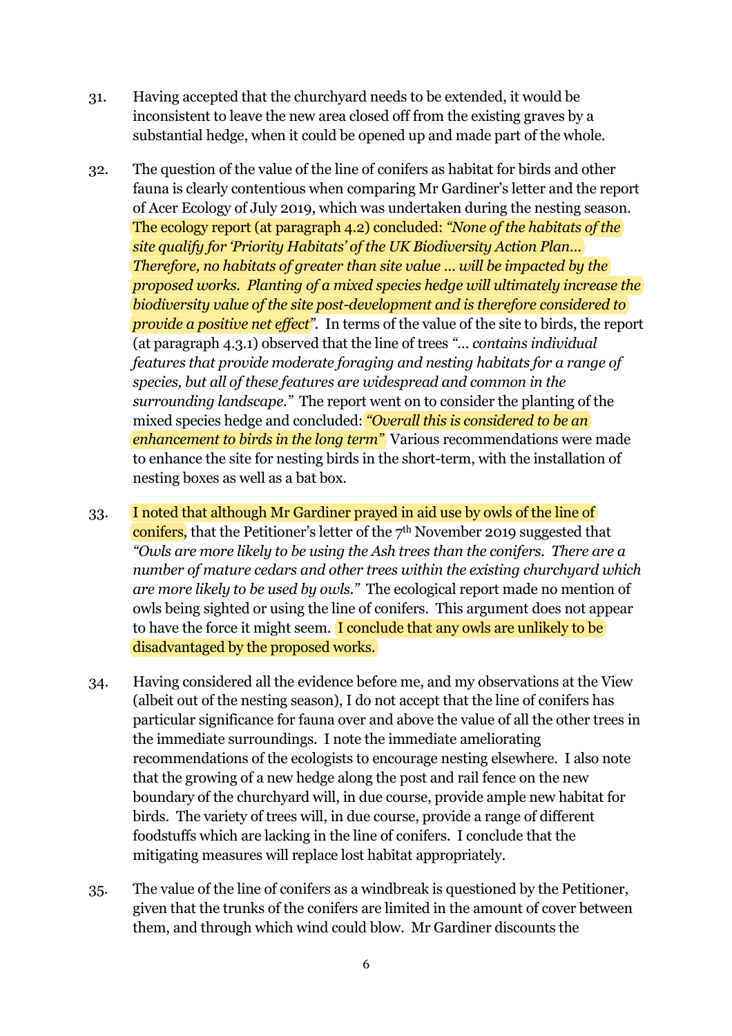31. Having accepted that the churchyard needs to be extended, it would be inconsistent to leave the new area closed off from the existing graves by a substantial hedge, when it could be opened up and made part of the whole.

32. The question of the value of the line of conifers as habitat for birds and other fauna is clearly contentious when comparing Mr Gardiner's letter and the report of Acer Ecology of July 2019, which was undertaken during the nesting season. The ecology report (at paragraph 4.2) concluded: *"None of the habitats of the site qualify for 'Priority Habitats' of the UK Biodiversity Action Plan… Therefore, no habitats of greater than site value … will be impacted by the proposed works. Planting of a mixed species hedge will ultimately increase the biodiversity value of the site post-development and is therefore considered to provide a positive net effect"*. In terms of the value of the site to birds, the report (at paragraph 4.3.1) observed that the line of trees *"… contains individual features that provide moderate foraging and nesting habitats for a range of species, but all of these features are widespread and common in the surrounding landscape."* The report went on to consider the planting of the mixed species hedge and concluded: *"Overall this is considered to be an enhancement to birds in the long term"* Various recommendations were made to enhance the site for nesting birds in the short-term, with the installation of nesting boxes as well as a bat box.

33. I noted that although Mr Gardiner prayed in aid use by owls of the line of conifers, that the Petitioner's letter of the 7th November 2019 suggested that *"Owls are more likely to be using the Ash trees than the conifers. There are a number of mature cedars and other trees within the existing churchyard which are more likely to be used by owls."* The ecological report made no mention of owls being sighted or using the line of conifers. This argument does not appear to have the force it might seem. I conclude that any owls are unlikely to be disadvantaged by the proposed works.

34. Having considered all the evidence before me, and my observations at the View (albeit out of the nesting season), I do not accept that the line of conifers has particular significance for fauna over and above the value of all the other trees in the immediate surroundings. I note the immediate ameliorating recommendations of the ecologists to encourage nesting elsewhere. I also note that the growing of a new hedge along the post and rail fence on the new boundary of the churchyard will, in due course, provide ample new habitat for birds. The variety of trees will, in due course, provide a range of different foodstuffs which are lacking in the line of conifers. I conclude that the mitigating measures will replace lost habitat appropriately.

35. The value of the line of conifers as a windbreak is questioned by the Petitioner, given that the trunks of the conifers are limited in the amount of cover between them, and through which wind could blow. Mr Gardiner discounts the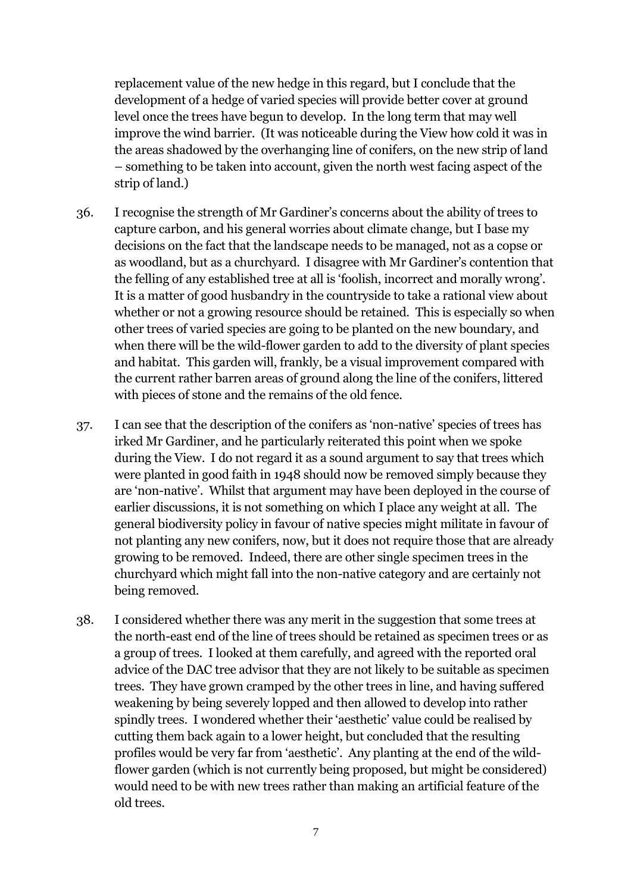replacement value of the new hedge in this regard, but I conclude that the development of a hedge of varied species will provide better cover at ground level once the trees have begun to develop. In the long term that may well improve the wind barrier. (It was noticeable during the View how cold it was in the areas shadowed by the overhanging line of conifers, on the new strip of land – something to be taken into account, given the north west facing aspect of the strip of land.)

36. I recognise the strength of Mr Gardiner's concerns about the ability of trees to capture carbon, and his general worries about climate change, but I base my decisions on the fact that the landscape needs to be managed, not as a copse or as woodland, but as a churchyard. I disagree with Mr Gardiner's contention that the felling of any established tree at all is 'foolish, incorrect and morally wrong'. It is a matter of good husbandry in the countryside to take a rational view about whether or not a growing resource should be retained. This is especially so when other trees of varied species are going to be planted on the new boundary, and when there will be the wild-flower garden to add to the diversity of plant species and habitat. This garden will, frankly, be a visual improvement compared with the current rather barren areas of ground along the line of the conifers, littered with pieces of stone and the remains of the old fence.

37. I can see that the description of the conifers as 'non-native' species of trees has irked Mr Gardiner, and he particularly reiterated this point when we spoke during the View. I do not regard it as a sound argument to say that trees which were planted in good faith in 1948 should now be removed simply because they are 'non-native'. Whilst that argument may have been deployed in the course of earlier discussions, it is not something on which I place any weight at all. The general biodiversity policy in favour of native species might militate in favour of not planting any new conifers, now, but it does not require those that are already growing to be removed. Indeed, there are other single specimen trees in the churchyard which might fall into the non-native category and are certainly not being removed.

38. I considered whether there was any merit in the suggestion that some trees at the north-east end of the line of trees should be retained as specimen trees or as a group of trees. I looked at them carefully, and agreed with the reported oral advice of the DAC tree advisor that they are not likely to be suitable as specimen trees. They have grown cramped by the other trees in line, and having suffered weakening by being severely lopped and then allowed to develop into rather spindly trees. I wondered whether their 'aesthetic' value could be realised by cutting them back again to a lower height, but concluded that the resulting profiles would be very far from 'aesthetic'. Any planting at the end of the wild-flower garden (which is not currently being proposed, but might be considered) would need to be with new trees rather than making an artificial feature of the old trees.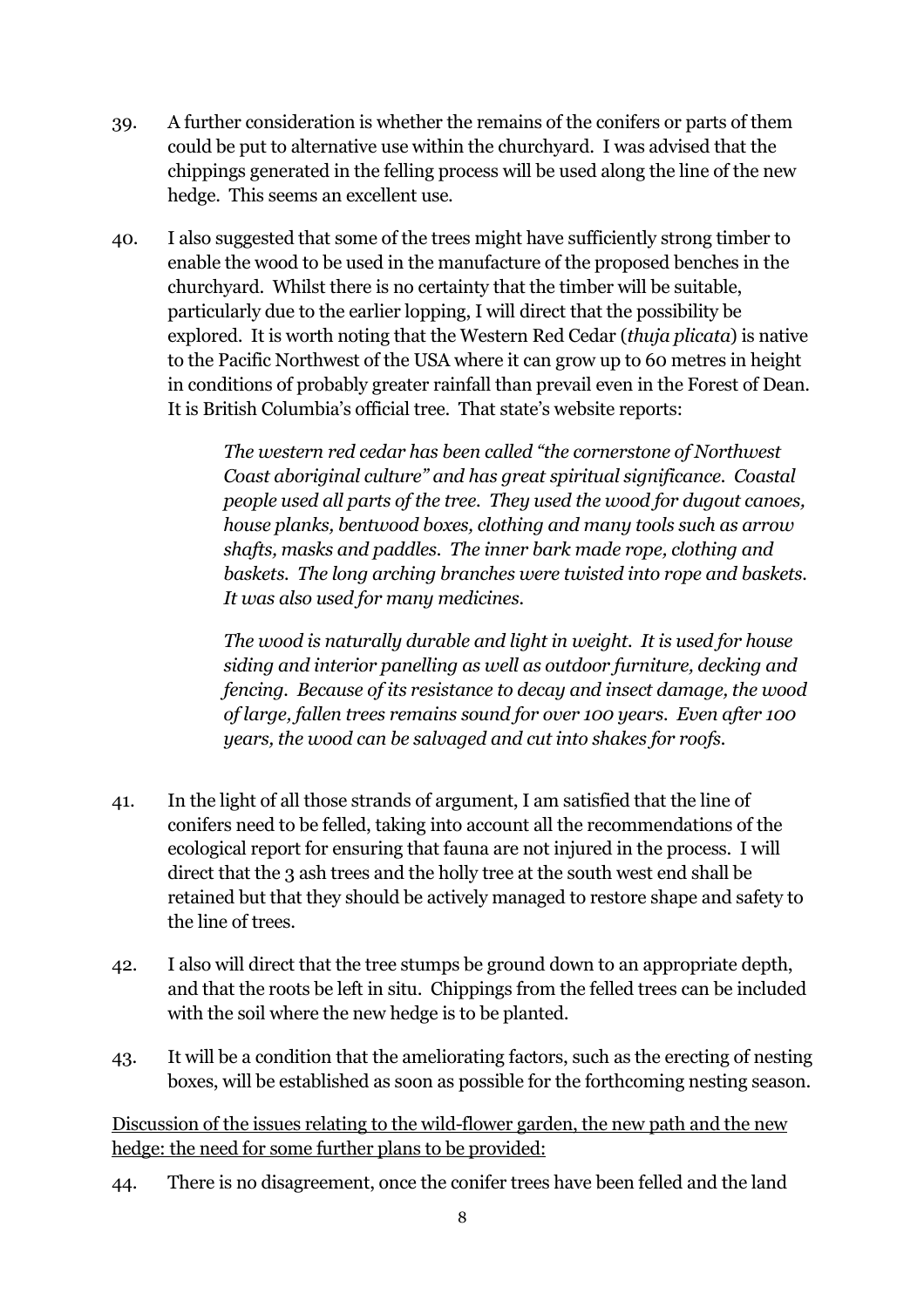39. A further consideration is whether the remains of the conifers or parts of them could be put to alternative use within the churchyard. I was advised that the chippings generated in the felling process will be used along the line of the new hedge. This seems an excellent use.

40. I also suggested that some of the trees might have sufficiently strong timber to enable the wood to be used in the manufacture of the proposed benches in the churchyard. Whilst there is no certainty that the timber will be suitable, particularly due to the earlier lopping, I will direct that the possibility be explored. It is worth noting that the Western Red Cedar (*thuja plicata*) is native to the Pacific Northwest of the USA where it can grow up to 60 metres in height in conditions of probably greater rainfall than prevail even in the Forest of Dean. It is British Columbia's official tree. That state's website reports:

> *The western red cedar has been called "the cornerstone of Northwest Coast aboriginal culture" and has great spiritual significance. Coastal people used all parts of the tree. They used the wood for dugout canoes, house planks, bentwood boxes, clothing and many tools such as arrow shafts, masks and paddles. The inner bark made rope, clothing and baskets. The long arching branches were twisted into rope and baskets. It was also used for many medicines.*
>
> *The wood is naturally durable and light in weight. It is used for house siding and interior panelling as well as outdoor furniture, decking and fencing. Because of its resistance to decay and insect damage, the wood of large, fallen trees remains sound for over 100 years. Even after 100 years, the wood can be salvaged and cut into shakes for roofs.*

41. In the light of all those strands of argument, I am satisfied that the line of conifers need to be felled, taking into account all the recommendations of the ecological report for ensuring that fauna are not injured in the process. I will direct that the 3 ash trees and the holly tree at the south west end shall be retained but that they should be actively managed to restore shape and safety to the line of trees.

42. I also will direct that the tree stumps be ground down to an appropriate depth, and that the roots be left in situ. Chippings from the felled trees can be included with the soil where the new hedge is to be planted.

43. It will be a condition that the ameliorating factors, such as the erecting of nesting boxes, will be established as soon as possible for the forthcoming nesting season.

<u>Discussion of the issues relating to the wild-flower garden, the new path and the new hedge: the need for some further plans to be provided:</u>

44. There is no disagreement, once the conifer trees have been felled and the land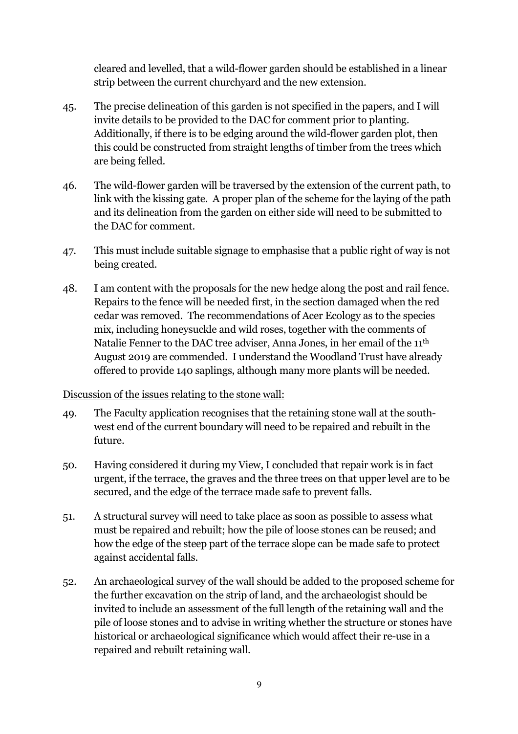cleared and levelled, that a wild-flower garden should be established in a linear strip between the current churchyard and the new extension.

45. The precise delineation of this garden is not specified in the papers, and I will invite details to be provided to the DAC for comment prior to planting. Additionally, if there is to be edging around the wild-flower garden plot, then this could be constructed from straight lengths of timber from the trees which are being felled.

46. The wild-flower garden will be traversed by the extension of the current path, to link with the kissing gate. A proper plan of the scheme for the laying of the path and its delineation from the garden on either side will need to be submitted to the DAC for comment.

47. This must include suitable signage to emphasise that a public right of way is not being created.

48. I am content with the proposals for the new hedge along the post and rail fence. Repairs to the fence will be needed first, in the section damaged when the red cedar was removed. The recommendations of Acer Ecology as to the species mix, including honeysuckle and wild roses, together with the comments of Natalie Fenner to the DAC tree adviser, Anna Jones, in her email of the 11th August 2019 are commended. I understand the Woodland Trust have already offered to provide 140 saplings, although many more plants will be needed.

<u>Discussion of the issues relating to the stone wall:</u>

49. The Faculty application recognises that the retaining stone wall at the south-west end of the current boundary will need to be repaired and rebuilt in the future.

50. Having considered it during my View, I concluded that repair work is in fact urgent, if the terrace, the graves and the three trees on that upper level are to be secured, and the edge of the terrace made safe to prevent falls.

51. A structural survey will need to take place as soon as possible to assess what must be repaired and rebuilt; how the pile of loose stones can be reused; and how the edge of the steep part of the terrace slope can be made safe to protect against accidental falls.

52. An archaeological survey of the wall should be added to the proposed scheme for the further excavation on the strip of land, and the archaeologist should be invited to include an assessment of the full length of the retaining wall and the pile of loose stones and to advise in writing whether the structure or stones have historical or archaeological significance which would affect their re-use in a repaired and rebuilt retaining wall.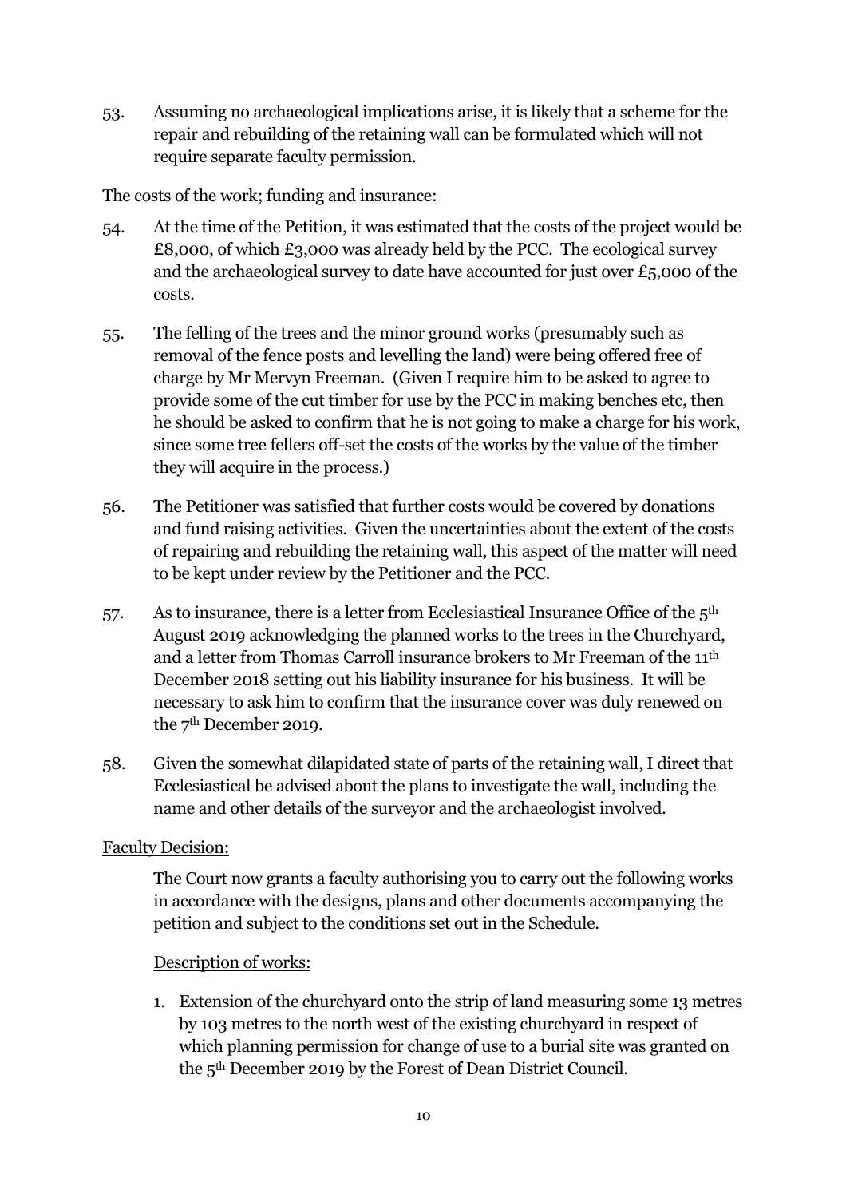53. Assuming no archaeological implications arise, it is likely that a scheme for the repair and rebuilding of the retaining wall can be formulated which will not require separate faculty permission.

<u>The costs of the work; funding and insurance:</u>

54. At the time of the Petition, it was estimated that the costs of the project would be £8,000, of which £3,000 was already held by the PCC. The ecological survey and the archaeological survey to date have accounted for just over £5,000 of the costs.

55. The felling of the trees and the minor ground works (presumably such as removal of the fence posts and levelling the land) were being offered free of charge by Mr Mervyn Freeman. (Given I require him to be asked to agree to provide some of the cut timber for use by the PCC in making benches etc, then he should be asked to confirm that he is not going to make a charge for his work, since some tree fellers off-set the costs of the works by the value of the timber they will acquire in the process.)

56. The Petitioner was satisfied that further costs would be covered by donations and fund raising activities. Given the uncertainties about the extent of the costs of repairing and rebuilding the retaining wall, this aspect of the matter will need to be kept under review by the Petitioner and the PCC.

57. As to insurance, there is a letter from Ecclesiastical Insurance Office of the 5th August 2019 acknowledging the planned works to the trees in the Churchyard, and a letter from Thomas Carroll insurance brokers to Mr Freeman of the 11th December 2018 setting out his liability insurance for his business. It will be necessary to ask him to confirm that the insurance cover was duly renewed on the 7th December 2019.

58. Given the somewhat dilapidated state of parts of the retaining wall, I direct that Ecclesiastical be advised about the plans to investigate the wall, including the name and other details of the surveyor and the archaeologist involved.

<u>Faculty Decision:</u>

The Court now grants a faculty authorising you to carry out the following works in accordance with the designs, plans and other documents accompanying the petition and subject to the conditions set out in the Schedule.

<u>Description of works:</u>

1. Extension of the churchyard onto the strip of land measuring some 13 metres by 103 metres to the north west of the existing churchyard in respect of which planning permission for change of use to a burial site was granted on the 5th December 2019 by the Forest of Dean District Council.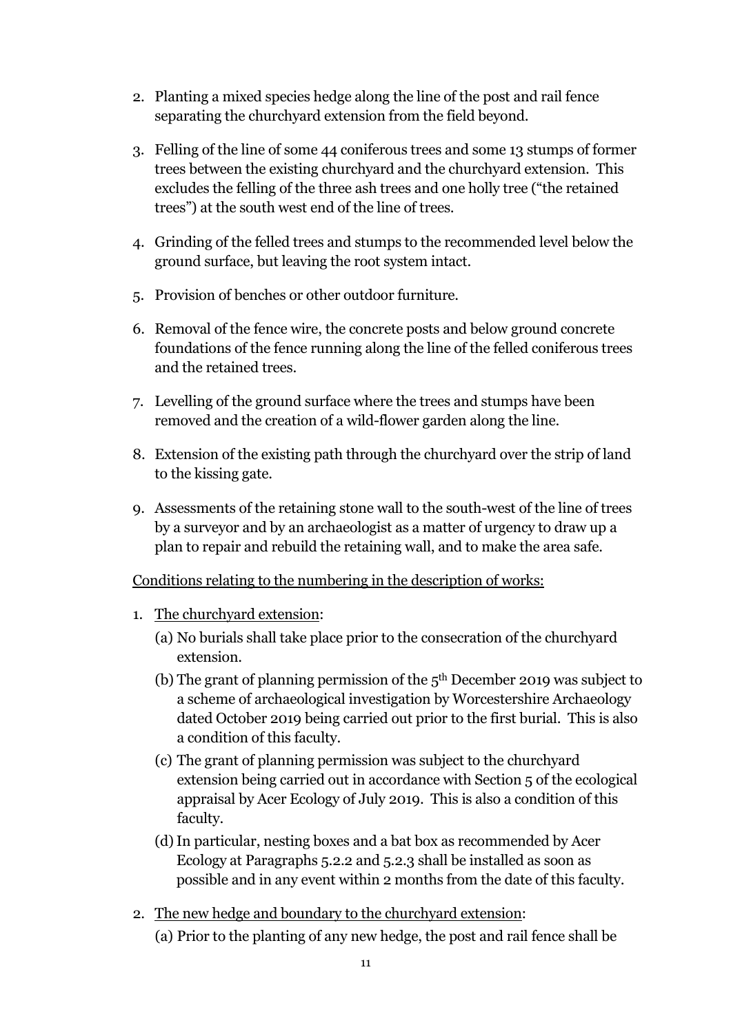2. Planting a mixed species hedge along the line of the post and rail fence separating the churchyard extension from the field beyond.

3. Felling of the line of some 44 coniferous trees and some 13 stumps of former trees between the existing churchyard and the churchyard extension. This excludes the felling of the three ash trees and one holly tree ("the retained trees") at the south west end of the line of trees.

4. Grinding of the felled trees and stumps to the recommended level below the ground surface, but leaving the root system intact.

5. Provision of benches or other outdoor furniture.

6. Removal of the fence wire, the concrete posts and below ground concrete foundations of the fence running along the line of the felled coniferous trees and the retained trees.

7. Levelling of the ground surface where the trees and stumps have been removed and the creation of a wild-flower garden along the line.

8. Extension of the existing path through the churchyard over the strip of land to the kissing gate.

9. Assessments of the retaining stone wall to the south-west of the line of trees by a surveyor and by an archaeologist as a matter of urgency to draw up a plan to repair and rebuild the retaining wall, and to make the area safe.

<u>Conditions relating to the numbering in the description of works:</u>

1. <u>The churchyard extension</u>:
   (a) No burials shall take place prior to the consecration of the churchyard extension.
   (b) The grant of planning permission of the 5th December 2019 was subject to a scheme of archaeological investigation by Worcestershire Archaeology dated October 2019 being carried out prior to the first burial. This is also a condition of this faculty.
   (c) The grant of planning permission was subject to the churchyard extension being carried out in accordance with Section 5 of the ecological appraisal by Acer Ecology of July 2019. This is also a condition of this faculty.
   (d) In particular, nesting boxes and a bat box as recommended by Acer Ecology at Paragraphs 5.2.2 and 5.2.3 shall be installed as soon as possible and in any event within 2 months from the date of this faculty.

2. <u>The new hedge and boundary to the churchyard extension</u>:
   (a) Prior to the planting of any new hedge, the post and rail fence shall be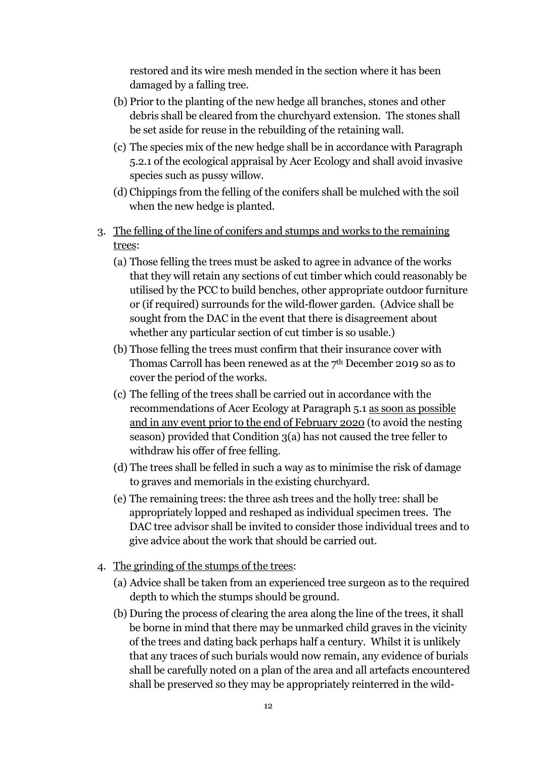restored and its wire mesh mended in the section where it has been damaged by a falling tree.

(b) Prior to the planting of the new hedge all branches, stones and other debris shall be cleared from the churchyard extension. The stones shall be set aside for reuse in the rebuilding of the retaining wall.

(c) The species mix of the new hedge shall be in accordance with Paragraph 5.2.1 of the ecological appraisal by Acer Ecology and shall avoid invasive species such as pussy willow.

(d) Chippings from the felling of the conifers shall be mulched with the soil when the new hedge is planted.

3. <u>The felling of the line of conifers and stumps and works to the remaining trees</u>:

   (a) Those felling the trees must be asked to agree in advance of the works that they will retain any sections of cut timber which could reasonably be utilised by the PCC to build benches, other appropriate outdoor furniture or (if required) surrounds for the wild-flower garden. (Advice shall be sought from the DAC in the event that there is disagreement about whether any particular section of cut timber is so usable.)

   (b) Those felling the trees must confirm that their insurance cover with Thomas Carroll has been renewed as at the 7th December 2019 so as to cover the period of the works.

   (c) The felling of the trees shall be carried out in accordance with the recommendations of Acer Ecology at Paragraph 5.1 <u>as soon as possible and in any event prior to the end of February 2020</u> (to avoid the nesting season) provided that Condition 3(a) has not caused the tree feller to withdraw his offer of free felling.

   (d) The trees shall be felled in such a way as to minimise the risk of damage to graves and memorials in the existing churchyard.

   (e) The remaining trees: the three ash trees and the holly tree: shall be appropriately lopped and reshaped as individual specimen trees. The DAC tree advisor shall be invited to consider those individual trees and to give advice about the work that should be carried out.

4. <u>The grinding of the stumps of the trees</u>:

   (a) Advice shall be taken from an experienced tree surgeon as to the required depth to which the stumps should be ground.

   (b) During the process of clearing the area along the line of the trees, it shall be borne in mind that there may be unmarked child graves in the vicinity of the trees and dating back perhaps half a century. Whilst it is unlikely that any traces of such burials would now remain, any evidence of burials shall be carefully noted on a plan of the area and all artefacts encountered shall be preserved so they may be appropriately reinterred in the wild-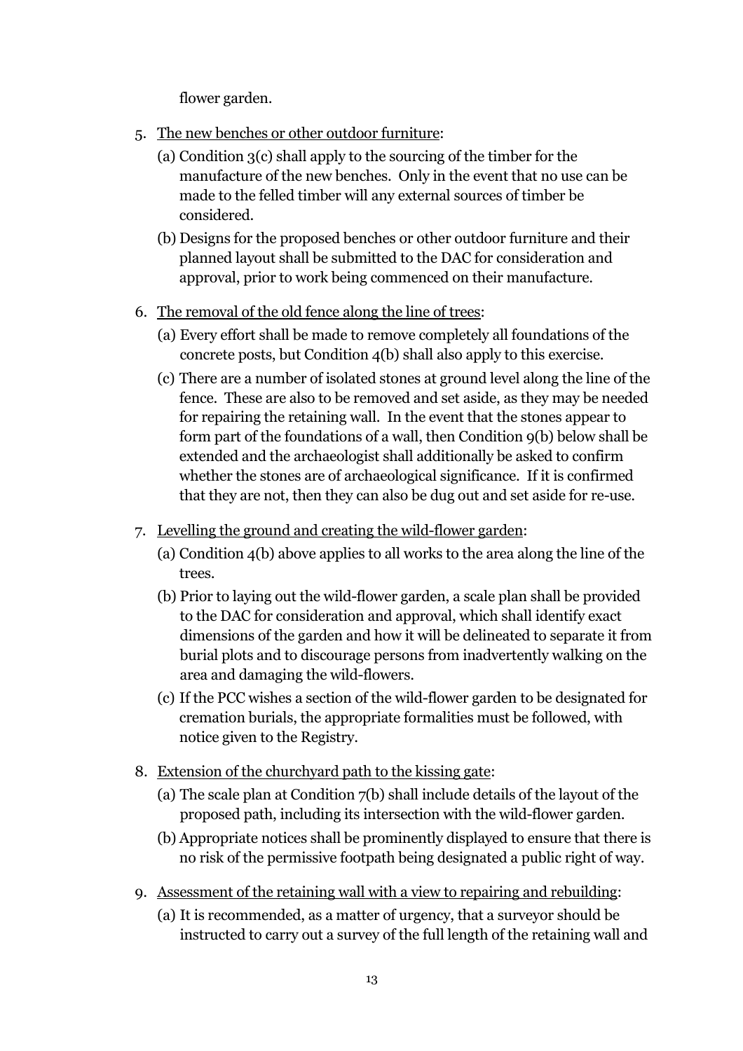flower garden.

5. <u>The new benches or other outdoor furniture</u>:
   (a) Condition 3(c) shall apply to the sourcing of the timber for the manufacture of the new benches. Only in the event that no use can be made to the felled timber will any external sources of timber be considered.
   (b) Designs for the proposed benches or other outdoor furniture and their planned layout shall be submitted to the DAC for consideration and approval, prior to work being commenced on their manufacture.

6. <u>The removal of the old fence along the line of trees</u>:
   (a) Every effort shall be made to remove completely all foundations of the concrete posts, but Condition 4(b) shall also apply to this exercise.
   (c) There are a number of isolated stones at ground level along the line of the fence. These are also to be removed and set aside, as they may be needed for repairing the retaining wall. In the event that the stones appear to form part of the foundations of a wall, then Condition 9(b) below shall be extended and the archaeologist shall additionally be asked to confirm whether the stones are of archaeological significance. If it is confirmed that they are not, then they can also be dug out and set aside for re-use.

7. <u>Levelling the ground and creating the wild-flower garden</u>:
   (a) Condition 4(b) above applies to all works to the area along the line of the trees.
   (b) Prior to laying out the wild-flower garden, a scale plan shall be provided to the DAC for consideration and approval, which shall identify exact dimensions of the garden and how it will be delineated to separate it from burial plots and to discourage persons from inadvertently walking on the area and damaging the wild-flowers.
   (c) If the PCC wishes a section of the wild-flower garden to be designated for cremation burials, the appropriate formalities must be followed, with notice given to the Registry.

8. <u>Extension of the churchyard path to the kissing gate</u>:
   (a) The scale plan at Condition 7(b) shall include details of the layout of the proposed path, including its intersection with the wild-flower garden.
   (b) Appropriate notices shall be prominently displayed to ensure that there is no risk of the permissive footpath being designated a public right of way.

9. <u>Assessment of the retaining wall with a view to repairing and rebuilding</u>:
   (a) It is recommended, as a matter of urgency, that a surveyor should be instructed to carry out a survey of the full length of the retaining wall and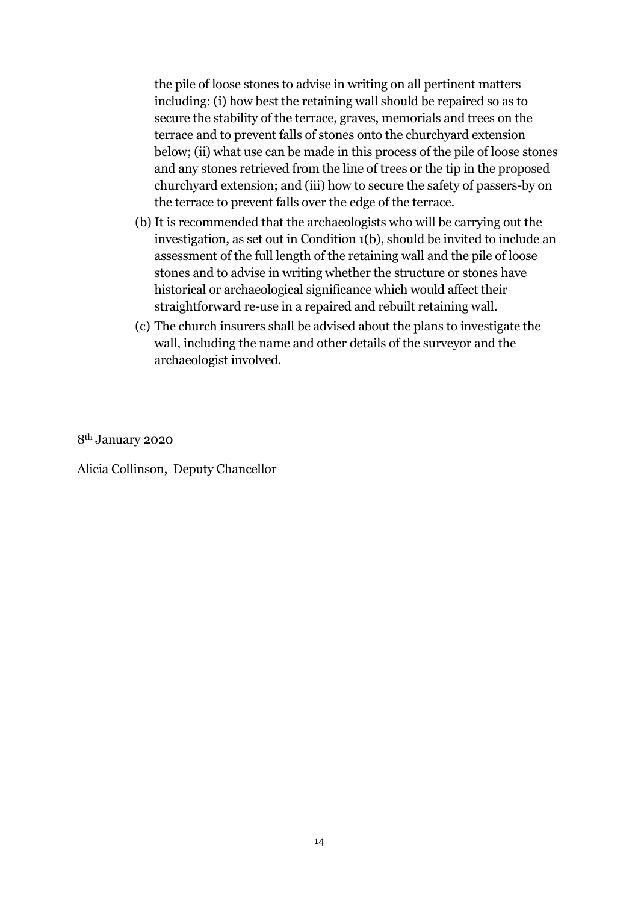the pile of loose stones to advise in writing on all pertinent matters including: (i) how best the retaining wall should be repaired so as to secure the stability of the terrace, graves, memorials and trees on the terrace and to prevent falls of stones onto the churchyard extension below; (ii) what use can be made in this process of the pile of loose stones and any stones retrieved from the line of trees or the tip in the proposed churchyard extension; and (iii) how to secure the safety of passers-by on the terrace to prevent falls over the edge of the terrace.

(b) It is recommended that the archaeologists who will be carrying out the investigation, as set out in Condition 1(b), should be invited to include an assessment of the full length of the retaining wall and the pile of loose stones and to advise in writing whether the structure or stones have historical or archaeological significance which would affect their straightforward re-use in a repaired and rebuilt retaining wall.

(c) The church insurers shall be advised about the plans to investigate the wall, including the name and other details of the surveyor and the archaeologist involved.

8th January 2020

Alicia Collinson, Deputy Chancellor